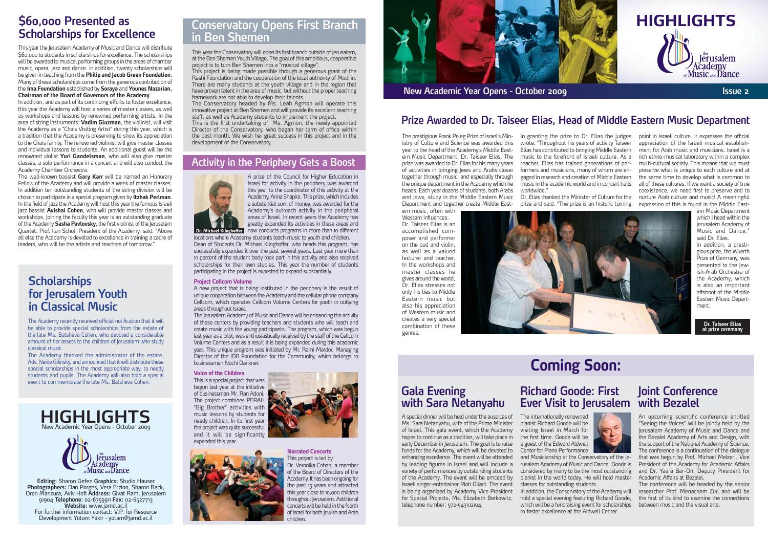# HIGHLIGHTS

New Academic Year Opens - October 2009

Issue 2

## $60,000 Presented as Scholarships for Excellence

This year the Jerusalem Academy of Music and Dance will distribute $60,000 to students in scholarships for excellence. The scholarships will be awarded to musical performing groups in the areas of chamber music, opera, jazz and dance. In addition, twenty scholarships will be given in teaching from the **Philip and Jacob Green Foundation**. Many of these scholarships come from the generous contribution of the **Ima Foundation** established by **Soraya** and **Younes Nazarian, Chairman of the Board of Governors of the Academy**.

In addition, and as part of its continuing efforts to foster excellence, this year the Academy will host a series of master classes, as well as workshops and lessons by renowned performing artists. In the area of string instruments: **Vadim Gluzman**, the violinist, will visit the Academy as a "Chais Visiting Artist" during this year, which is a tradition that the Academy is preserving to show its appreciation to the Chais family. The renowned violinist will give master classes and individual lessons to students. An additional guest will be the renowned violist **Yuri Gandelsman**, who will also give master classes, a solo performance in a concert and will also conduct the Academy Chamber Orchestra.

The well-known bassist **Gary Karr** will be named an Honorary Fellow of the Academy and will provide a week of master classes. In addition ten outstanding students of the string division will be chosen to participate in a special program given by **Itzhak Perlman**. In the field of jazz the Academy will host this year the famous Israeli jazz bassist **Avishai Cohen**, who will provide master classes and workshops. Joining the faculty this year is an outstanding graduate of the Academy **Sasha Pavlovsky**, the first violinist of the Jerusalem Quartet. Prof. Ilan Schul, President of the Academy, said: "Above all else the Academy is devoted to excellence in training a cadre of leaders, who will be the artists and teachers of tomorrow."

## Scholarships for Jerusalem Youth in Classical Music

The Academy recently received official notification that it will be able to provide special scholarships from the estate of the late Ms. Batsheva Cohen, who devoted a considerable amount of her assets to the children of Jerusalem who study classical music.

The Academy thanked the administrator of the estate, Adv. Neide Gilinsky, and announced that it will distribute these special scholarships in the most appropriate way, to needy students and pupils. The Academy will also hold a special event to commemorate the late Ms. Batsheva Cohen.

## Conservatory Opens First Branch in Ben Shemen

This year the Conservatory will open its first branch outside of Jerusalem, at the Ben Shemen Youth Village. The goal of this ambitious, cooperative project is to turn Ben Shemen into a "musical village".

This project is being made possible through a generous grant of the Rashi Foundation and the cooperation of the local authority of Modi'in. There are many students at the youth village and in the region that have proven talent in the area of music, but without the proper teaching framework are not able to develop their talents.

The Conservatory headed by Ms. Leah Agmon will operate this innovative project at Ben Shemen and will provide its excellent teaching staff, as well as Academy students to implement the project.

This is the first undertaking of Ms. Agmon, the newly appointed Director of the Conservatory, who began her term of office within the past month. We wish her great success in this project and in the development of the Conservatory.

## Activity in the Periphery Gets a Boost

Dr. Michael Klinghoffer

A prize of the Council for Higher Education in Israel for activity in the periphery was awarded this year to the coordinator of this activity at the Academy, Anna Shapira. This prize, which includes a substantial sum of money, was awarded for the Academy's outreach activity in the peripheral areas of Israel. In recent years the Academy has greatly expanded its activities in these areas and now conducts programs in more than 10 different locations where Academy students teach music to youth and children.

Dean of Students Dr. Michael Klinghoffer, who heads this program, has successfully expanded it over the past several years. Last year more than 10 percent of the student body took part in this activity and also received scholarships for their own studies. This year the number of students participating in the project is expected to expand substantially.

### Project Cellcom Volume

A new project that is being instituted in the periphery is the result of unique cooperation between the Academy and the cellular phone company Cellcom, which operates Cellcom Volume Centers for youth in outlying areas throughout Israel.

The Jerusalem Academy of Music and Dance will be enhancing the activity of these centers by providing teachers and students who will teach and create music with the young participants. The program, which was begun last year as a pilot, was enthusiastically received by the staff of the Cellcom Volume Centers and as a result it is being expanded during this academic year. This unique program was initiated by Mr. Rami Mardor, Managing Director of the IDB Foundation for the Community, which belongs to businessman Nochi Dankner.

### Voice of the Children

This is a special project that was begun last year at the initiative of businessman Mr. Ran Adoni. The project combines PERAH "Big Brother" activities with music lessons by students for needy children. In its first year the project was quite successful and it will be significantly expanded this year.

### Narrated Concerts

This project is led by Dr. Veronika Cohen, a member of the Board of Directors of the Academy. It has been ongoing for the past 15 years and attracted this year close to 10,000 children throughout Jerusalem. Additional concerts will be held in the North of Israel for both Jewish and Arab children.

## Prize Awarded to Dr. Taiseer Elias, Head of Middle Eastern Music Department

The prestigious Frank Peleg Prize of Israel's Ministry of Culture and Science was awarded this year to the head of the Academy's Middle Eastern Music Department, Dr. Taiseer Elias. The prize was awarded to Dr. Elias for his many years of activities in bringing Jews and Arabs closer together through music, and especially through the unique department in the Academy which he heads. Each year dozens of students, both Arabs and Jews, study in the Middle Eastern Music Department and together create Middle Eastern music, often with Western influences.

Dr. Taiseer Elias is an accomplished composer and performer on the oud and violin, as well as a valued lecturer and teacher. In the workshops and master classes he gives around the world, Dr. Elias stresses not only his ties to Middle Eastern music but also his appreciation of Western music and creates a very special combination of these genres.

In granting the prize to Dr. Elias the judges wrote: "Throughout his years of activity Taiseer Elias has contributed to bringing Middle Eastern music to the forefront of Israeli culture. As a teacher, Elias has trained generations of performers and musicians, many of whom are engaged in research and creation of Middle Eastern music in the academic world and in concert halls worldwide."

Dr. Elias thanked the Minister of Culture for the prize and said. "The prize is an historic turning point in Israeli culture. It expresses the official appreciation of the Israeli musical establishment for Arab music and musicians. Israel is a rich ethno-musical laboratory within a complex multi-cultural society. This means that we must preserve what is unique to each culture and at the same time to develop what is common to all of these cultures. If we want a society of true coexistence, we need first to preserve and to nurture Arab culture and music! A meaningful expression of this is found in the Middle Eastern Music Department which I head within the Jerusalem Academy of Music and Dance," said Dr. Elias.

In addition, a prestigious prize, the Wuerth Prize of Germany, was presented to the Jewish-Arab Orchestra of the Academy, which is also an important offshoot of the Middle Eastern Music Department.

Dr. Taiseer Elias at prize ceremony

# Coming Soon:

## Gala Evening with Sara Netanyahu

A special dinner will be held under the auspices of Ms. Sara Netanyahu, wife of the Prime Minister of Israel. This gala event, which the Academy hopes to continue as a tradition, will take place in early December in Jerusalem. The goal is to raise funds for the Academy, which will be devoted to enhancing excellence. The event will be attended by leading figures in Israel and will include a variety of performances by outstanding students of the Academy. The event will be emceed by Israeli singer-entertainer Moti Giladi. The event is being organized by Academy Vice President for Special Projects, Ms. Elizabeth Berkowitz, telephone number: 972-543102104.

## Richard Goode: First Ever Visit to Jerusalem

The internationally renowned pianist Richard Goode will be visiting Israel in March for the first time. Goode will be a guest of the Edward Aldwell Center for Piano Performance and Musicianship at the Conservatory of the Jerusalem Academy of Music and Dance. Goode is considered by many to be the most outstanding pianist in the world today. He will hold master classes for outstanding students.

In addition, the Conservatory of the Academy will hold a special evening featuring Richard Goode, which will be a fundraising event for scholarships to foster excellence at the Aldwell Center.

## Joint Conference with Bezalel

An upcoming scientific conference entitled "Seeing the Voices" will be jointly held by the Jerusalem Academy of Music and Dance and the Bezalel Academy of Arts and Design, with the support of the National Academy of Science. The conference is a continuation of the dialogue that was begun by Prof. Michael Melzer , Vice President of the Academy for Academic Affairs and Dr. Yaara Bar-On, Deputy President for Academic Affairs at Bezalel.

The conference will be headed by the senior researcher Prof. Menachem Zur, and will be the first of its kind to examine the connections between music and the visual arts.

# HIGHLIGHTS

New Academic Year Opens - October 2009

**Editing:** Sharon Gefen **Graphics:** Studio Hauser
**Photographers:** Dan Porges, Vera Etzion, Sharon Back, Oren Manzura, Aviv Hofi **Address:** Givat Ram, Jerusalem 91904 **Telephone:** 02-6759911 **Fax:** 02-6527713
**Website:** www.jamd.ac.il
For further information contact: V.P. for Resource Development Yotam Yakir - yotam@jamd.ac.il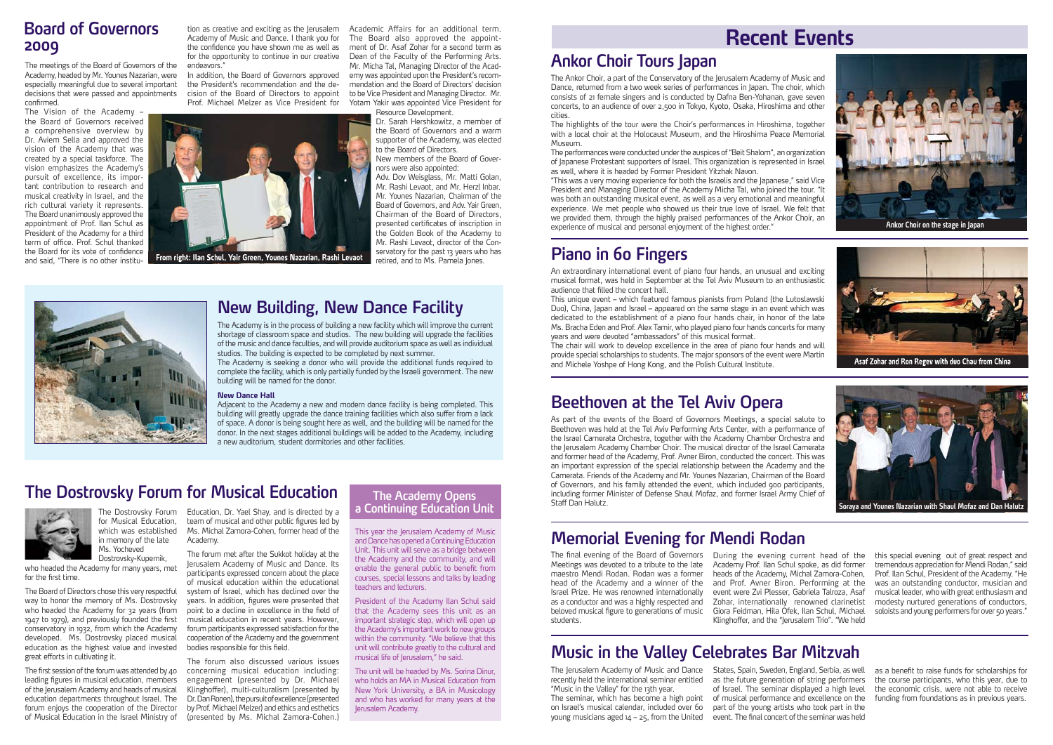## Board of Governors 2009

The meetings of the Board of Governors of the Academy, headed by Mr. Younes Nazarian, were especially meaningful due to several important decisions that were passed and appointments confirmed.

The Vision of the Academy – the Board of Governors received a comprehensive overview by Dr. Aviem Sella and approved the vision of the Academy that was created by a special taskforce. The vision emphasizes the Academy's pursuit of excellence, its important contribution to research and musical creativity in Israel, and the rich cultural variety it represents. The Board unanimously approved the appointment of Prof. Ilan Schul as President of the Academy for a third term of office. Prof. Schul thanked the Board for its vote of confidence and said, "There is no other institution as creative and exciting as the Jerusalem Academy of Music and Dance. I thank you for the confidence you have shown me as well as for the opportunity to continue in our creative endeavors."

In addition, the Board of Governors approved the President's recommendation and the decision of the Board of Directors to appoint Prof. Michael Melzer as Vice President for Academic Affairs for an additional term. The Board also approved the appointment of Dr. Asaf Zohar for a second term as Dean of the Faculty of the Performing Arts. Mr. Micha Tal, Managing Director of the Academy was appointed upon the President's recommendation and the Board of Directors' decision to be Vice President and Managing Director. Mr. Yotam Yakir was appointed Vice President for Resource Development.

Dr. Sarah Hershkowitz, a member of the Board of Governors and a warm supporter of the Academy, was elected to the Board of Directors.

New members of the Board of Governors were also appointed:

Adv. Dov Weisglass, Mr. Matti Golan, Mr. Rashi Levaot, and Mr. Herzl Inbar. Mr. Younes Nazarian, Chairman of the Board of Governors, and Adv. Yair Green, Chairman of the Board of Directors, presented certificates of inscription in the Golden Book of the Academy to Mr. Rashi Levaot, director of the Conservatory for the past 13 years who has retired, and to Ms. Pamela Jones.

From right: Ilan Schul, Yair Green, Younes Nazarian, Rashi Levaot

## New Building, New Dance Facility

The Academy is in the process of building a new facility which will improve the current shortage of classroom space and studios. The new building will upgrade the facilities of the music and dance faculties, and will provide auditorium space as well as individual studios. The building is expected to be completed by next summer.

The Academy is seeking a donor who will provide the additional funds required to complete the facility, which is only partially funded by the Israeli government. The new building will be named for the donor.

**New Dance Hall**

Adjacent to the Academy a new and modern dance facility is being completed. This building will greatly upgrade the dance training facilities which also suffer from a lack of space. A donor is being sought here as well, and the building will be named for the donor. In the next stages additional buildings will be added to the Academy, including a new auditorium, student dormitories and other facilities.

## The Dostrovsky Forum for Musical Education

The Dostrovsky Forum for Musical Education, which was established in memory of the late Ms. Yocheved Dostrovsky-Kupernik, who headed the Academy for many years, met for the first time.

The Board of Directors chose this very respectful way to honor the memory of Ms. Dostrovsky who headed the Academy for 32 years (from 1947 to 1979), and previously founded the first conservatory in 1932, from which the Academy developed. Ms. Dostrovsky placed musical education as the highest value and invested great efforts in cultivating it.

The first session of the forum was attended by 40 leading figures in musical education, members of the Jerusalem Academy and heads of musical education departments throughout Israel. The forum enjoys the cooperation of the Director of Musical Education in the Israel Ministry of Education, Dr. Yael Shay, and is directed by a team of musical and other public figures led by Ms. Michal Zamora-Cohen, former head of the Academy.

The forum met after the Sukkot holiday at the Jerusalem Academy of Music and Dance. Its participants expressed concern about the place of musical education within the educational system of Israel, which has declined over the years. In addition, figures were presented that point to a decline in excellence in the field of musical education in recent years. However, forum participants expressed satisfaction for the cooperation of the Academy and the government bodies responsible for this field.

The forum also discussed various issues concerning musical education including: engagement (presented by Dr. Michael Klinghoffer), multi-culturalism (presented by Dr. Dan Ronen), the pursuit of excellence (presented by Prof. Michael Melzer) and ethics and esthetics (presented by Ms. Michal Zamora-Cohen.)

### The Academy Opens a Continuing Education Unit

This year the Jerusalem Academy of Music and Dance has opened a Continuing Education Unit. This unit will serve as a bridge between the Academy and the community, and will enable the general public to benefit from courses, special lessons and talks by leading teachers and lecturers.

President of the Academy Ilan Schul said that the Academy sees this unit as an important strategic step, which will open up the Academy's important work to new groups within the community. "We believe that this unit will contribute greatly to the cultural and musical life of Jerusalem," he said.

The unit will be headed by Ms. Sorina Dinur, who holds an MA in Musical Education from New York University, a BA in Musicology and who has worked for many years at the Jerusalem Academy.

# Recent Events

## Ankor Choir Tours Japan

The Ankor Choir, a part of the Conservatory of the Jerusalem Academy of Music and Dance, returned from a two week series of performances in Japan. The choir, which consists of 21 female singers and is conducted by Dafna Ben-Yohanan, gave seven concerts, to an audience of over 2,500 in Tokyo, Kyoto, Osaka, Hiroshima and other cities.

The highlights of the tour were the Choir's performances in Hiroshima, together with a local choir at the Holocaust Museum, and the Hiroshima Peace Memorial Museum.

The performances were conducted under the auspices of "Beit Shalom", an organization of Japanese Protestant supporters of Israel. This organization is represented in Israel as well, where it is headed by Former President Yitzhak Navon.

"This was a very moving experience for both the Israelis and the Japanese," said Vice President and Managing Director of the Academy Micha Tal, who joined the tour. "It was both an outstanding musical event, as well as a very emotional and meaningful experience. We met people who showed us their true love of Israel. We felt that we provided them, through the highly praised performances of the Ankor Choir, an experience of musical and personal enjoyment of the highest order."

Ankor Choir on the stage in Japan

## Piano in 60 Fingers

An extraordinary international event of piano four hands, an unusual and exciting musical format, was held in September at the Tel Aviv Museum to an enthusiastic audience that filled the concert hall.

This unique event – which featured famous pianists from Poland (the Lutoslawski Duo), China, Japan and Israel – appeared on the same stage in an event which was dedicated to the establishment of a piano four hands chair, in honor of the late Ms. Bracha Eden and Prof. Alex Tamir, who played piano four hands concerts for many years and were devoted "ambassadors" of this musical format.

The chair will work to develop excellence in the area of piano four hands and will provide special scholarships to students. The major sponsors of the event were Martin and Michele Yoshpe of Hong Kong, and the Polish Cultural Institute.

Asaf Zohar and Ron Regev with duo Chau from China

## Beethoven at the Tel Aviv Opera

As part of the events of the Board of Governors Meetings, a special salute to Beethoven was held at the Tel Aviv Performing Arts Center, with a performance of the Israel Camerata Orchestra, together with the Academy Chamber Orchestra and the Jerusalem Academy Chamber Choir. The musical director of the Israel Camerata and former head of the Academy, Prof. Avner Biron, conducted the concert. This was an important expression of the special relationship between the Academy and the Camerata. Friends of the Academy and Mr. Younes Nazarian, Chairman of the Board of Governors, and his family attended the event, which included 900 participants, including former Minister of Defense Shaul Mofaz, and former Israel Army Chief of Staff Dan Halutz.

Soraya and Younes Nazarian with Shaul Mofaz and Dan Halutz

## Memorial Evening for Mendi Rodan

The final evening of the Board of Governors Meetings was devoted to a tribute to the late maestro Mendi Rodan. Rodan was a former head of the Academy and a winner of the Israel Prize. He was renowned internationally as a conductor and was a highly respected and beloved musical figure to generations of music students.

During the evening current head of the Academy Prof. Ilan Schul spoke, as did former heads of the Academy, Michal Zamora-Cohen, and Prof. Avner Biron. Performing at the event were Zvi Plesser, Gabriela Talroza, Asaf Zohar, internationally renowned clarinetist Giora Feidman, Hila Ofek, Ilan Schul, Michael Klinghoffer, and the "Jerusalem Trio". "We held this special evening out of great respect and tremendous appreciation for Mendi Rodan," said Prof. Ilan Schul, President of the Academy. "He was an outstanding conductor, musician and musical leader, who with great enthusiasm and modesty nurtured generations of conductors, soloists and young performers for over 50 years."

## Music in the Valley Celebrates Bar Mitzvah

The Jerusalem Academy of Music and Dance recently held the international seminar entitled "Music in the Valley" for the 13th year.

The seminar, which has become a high point on Israel's musical calendar, included over 60 young musicians aged 14 – 25, from the United States, Spain, Sweden, England, Serbia, as well as the future generation of string performers of Israel. The seminar displayed a high level of musical performance and excellence on the part of the young artists who took part in the event. The final concert of the seminar was held as a benefit to raise funds for scholarships for the course participants, who this year, due to the economic crisis, were not able to receive funding from foundations as in previous years.